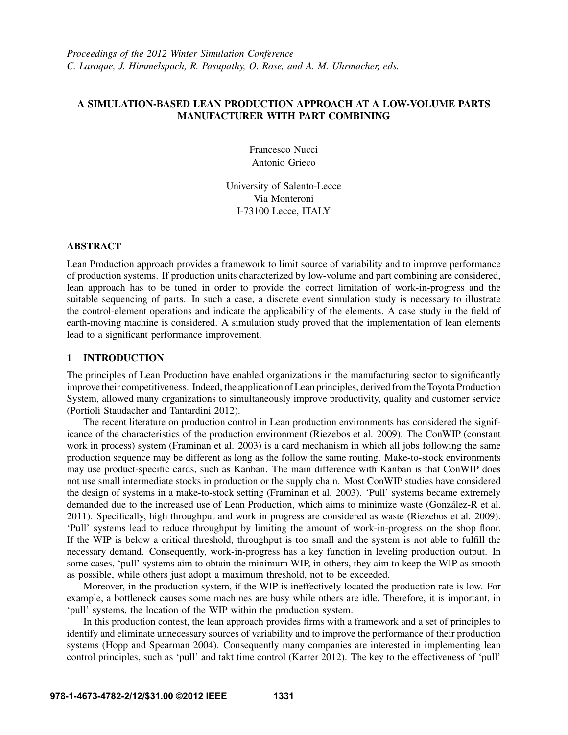*Proceedings of the 2012 Winter Simulation Conference*
*C. Laroque, J. Himmelspach, R. Pasupathy, O. Rose, and A. M. Uhrmacher, eds.*

# A SIMULATION-BASED LEAN PRODUCTION APPROACH AT A LOW-VOLUME PARTS MANUFACTURER WITH PART COMBINING

Francesco Nucci
Antonio Grieco

University of Salento-Lecce
Via Monteroni
I-73100 Lecce, ITALY

## ABSTRACT

Lean Production approach provides a framework to limit source of variability and to improve performance of production systems. If production units characterized by low-volume and part combining are considered, lean approach has to be tuned in order to provide the correct limitation of work-in-progress and the suitable sequencing of parts. In such a case, a discrete event simulation study is necessary to illustrate the control-element operations and indicate the applicability of the elements. A case study in the field of earth-moving machine is considered. A simulation study proved that the implementation of lean elements lead to a significant performance improvement.

## 1 INTRODUCTION

The principles of Lean Production have enabled organizations in the manufacturing sector to significantly improve their competitiveness. Indeed, the application of Lean principles, derived from the Toyota Production System, allowed many organizations to simultaneously improve productivity, quality and customer service (Portioli Staudacher and Tantardini 2012).

The recent literature on production control in Lean production environments has considered the significance of the characteristics of the production environment (Riezebos et al. 2009). The ConWIP (constant work in process) system (Framinan et al. 2003) is a card mechanism in which all jobs following the same production sequence may be different as long as the follow the same routing. Make-to-stock environments may use product-specific cards, such as Kanban. The main difference with Kanban is that ConWIP does not use small intermediate stocks in production or the supply chain. Most ConWIP studies have considered the design of systems in a make-to-stock setting (Framinan et al. 2003). 'Pull' systems became extremely demanded due to the increased use of Lean Production, which aims to minimize waste (González-R et al. 2011). Specifically, high throughput and work in progress are considered as waste (Riezebos et al. 2009). 'Pull' systems lead to reduce throughput by limiting the amount of work-in-progress on the shop floor. If the WIP is below a critical threshold, throughput is too small and the system is not able to fulfill the necessary demand. Consequently, work-in-progress has a key function in leveling production output. In some cases, 'pull' systems aim to obtain the minimum WIP, in others, they aim to keep the WIP as smooth as possible, while others just adopt a maximum threshold, not to be exceeded.

Moreover, in the production system, if the WIP is ineffectively located the production rate is low. For example, a bottleneck causes some machines are busy while others are idle. Therefore, it is important, in 'pull' systems, the location of the WIP within the production system.

In this production contest, the lean approach provides firms with a framework and a set of principles to identify and eliminate unnecessary sources of variability and to improve the performance of their production systems (Hopp and Spearman 2004). Consequently many companies are interested in implementing lean control principles, such as 'pull' and takt time control (Karrer 2012). The key to the effectiveness of 'pull'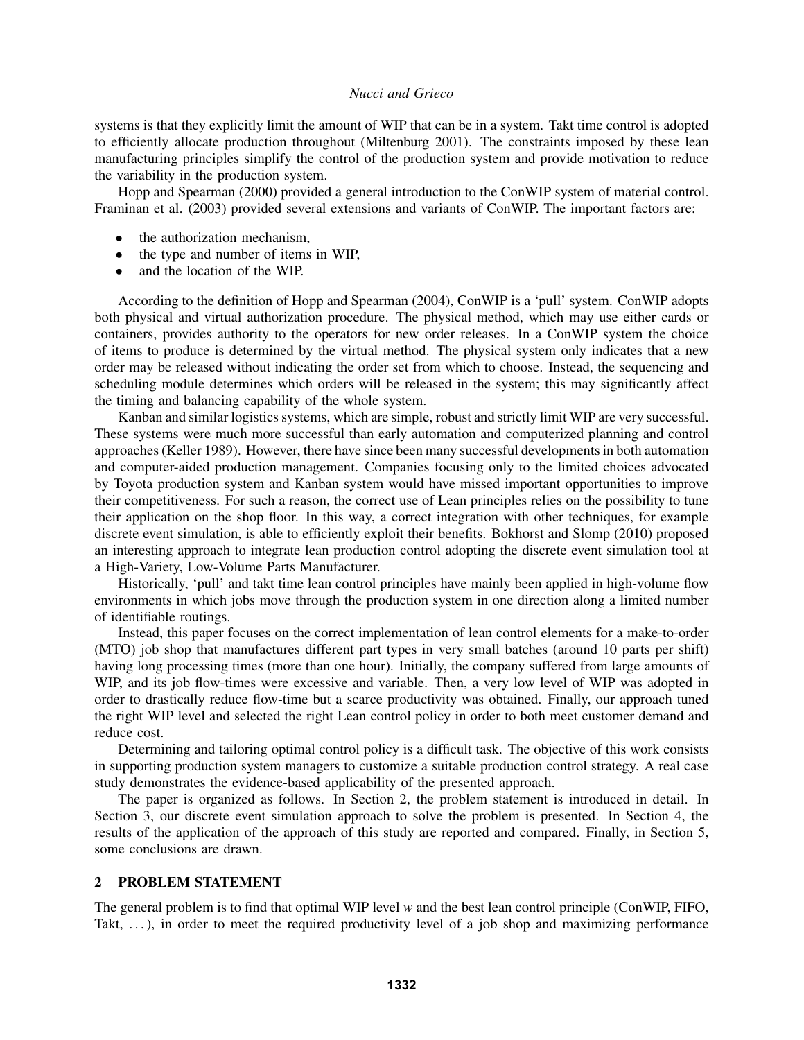systems is that they explicitly limit the amount of WIP that can be in a system. Takt time control is adopted to efficiently allocate production throughout (Miltenburg 2001). The constraints imposed by these lean manufacturing principles simplify the control of the production system and provide motivation to reduce the variability in the production system.

Hopp and Spearman (2000) provided a general introduction to the ConWIP system of material control. Framinan et al. (2003) provided several extensions and variants of ConWIP. The important factors are:

- the authorization mechanism,
- the type and number of items in WIP,
- and the location of the WIP.

According to the definition of Hopp and Spearman (2004), ConWIP is a 'pull' system. ConWIP adopts both physical and virtual authorization procedure. The physical method, which may use either cards or containers, provides authority to the operators for new order releases. In a ConWIP system the choice of items to produce is determined by the virtual method. The physical system only indicates that a new order may be released without indicating the order set from which to choose. Instead, the sequencing and scheduling module determines which orders will be released in the system; this may significantly affect the timing and balancing capability of the whole system.

Kanban and similar logistics systems, which are simple, robust and strictly limit WIP are very successful. These systems were much more successful than early automation and computerized planning and control approaches (Keller 1989). However, there have since been many successful developments in both automation and computer-aided production management. Companies focusing only to the limited choices advocated by Toyota production system and Kanban system would have missed important opportunities to improve their competitiveness. For such a reason, the correct use of Lean principles relies on the possibility to tune their application on the shop floor. In this way, a correct integration with other techniques, for example discrete event simulation, is able to efficiently exploit their benefits. Bokhorst and Slomp (2010) proposed an interesting approach to integrate lean production control adopting the discrete event simulation tool at a High-Variety, Low-Volume Parts Manufacturer.

Historically, 'pull' and takt time lean control principles have mainly been applied in high-volume flow environments in which jobs move through the production system in one direction along a limited number of identifiable routings.

Instead, this paper focuses on the correct implementation of lean control elements for a make-to-order (MTO) job shop that manufactures different part types in very small batches (around 10 parts per shift) having long processing times (more than one hour). Initially, the company suffered from large amounts of WIP, and its job flow-times were excessive and variable. Then, a very low level of WIP was adopted in order to drastically reduce flow-time but a scarce productivity was obtained. Finally, our approach tuned the right WIP level and selected the right Lean control policy in order to both meet customer demand and reduce cost.

Determining and tailoring optimal control policy is a difficult task. The objective of this work consists in supporting production system managers to customize a suitable production control strategy. A real case study demonstrates the evidence-based applicability of the presented approach.

The paper is organized as follows. In Section 2, the problem statement is introduced in detail. In Section 3, our discrete event simulation approach to solve the problem is presented. In Section 4, the results of the application of the approach of this study are reported and compared. Finally, in Section 5, some conclusions are drawn.

## 2 PROBLEM STATEMENT

The general problem is to find that optimal WIP level $w$ and the best lean control principle (ConWIP, FIFO, Takt, ...), in order to meet the required productivity level of a job shop and maximizing performance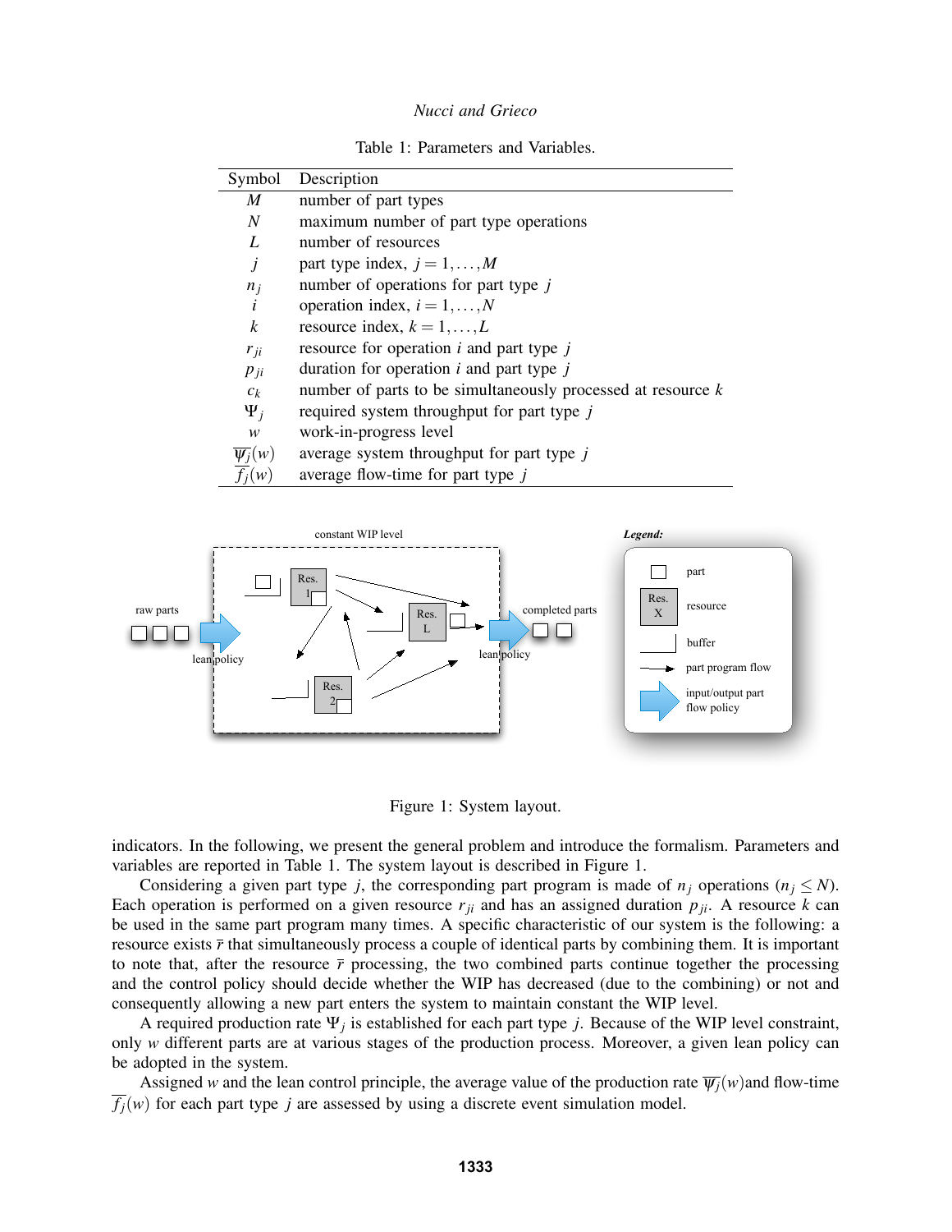Table 1: Parameters and Variables.

| Symbol | Description |
| --- | --- |
| $M$ | number of part types |
| $N$ | maximum number of part type operations |
| $L$ | number of resources |
| $j$ | part type index, $j = 1, \ldots, M$ |
| $n_j$ | number of operations for part type $j$ |
| $i$ | operation index, $i = 1, \ldots, N$ |
| $k$ | resource index, $k = 1, \ldots, L$ |
| $r_{ji}$ | resource for operation $i$ and part type $j$ |
| $p_{ji}$ | duration for operation $i$ and part type $j$ |
| $c_k$ | number of parts to be simultaneously processed at resource $k$ |
| $\Psi_j$ | required system throughput for part type $j$ |
| $w$ | work-in-progress level |
| $\overline{\psi_j}(w)$ | average system throughput for part type $j$ |
| $\overline{f_j}(w)$ | average flow-time for part type $j$ |

Figure 1: System layout.

indicators. In the following, we present the general problem and introduce the formalism. Parameters and variables are reported in Table 1. The system layout is described in Figure 1.

Considering a given part type $j$, the corresponding part program is made of $n_j$ operations ($n_j \leq N$). Each operation is performed on a given resource $r_{ji}$ and has an assigned duration $p_{ji}$. A resource $k$ can be used in the same part program many times. A specific characteristic of our system is the following: a resource exists $\bar{r}$ that simultaneously process a couple of identical parts by combining them. It is important to note that, after the resource $\bar{r}$ processing, the two combined parts continue together the processing and the control policy should decide whether the WIP has decreased (due to the combining) or not and consequently allowing a new part enters the system to maintain constant the WIP level.

A required production rate $\Psi_j$ is established for each part type $j$. Because of the WIP level constraint, only $w$ different parts are at various stages of the production process. Moreover, a given lean policy can be adopted in the system.

Assigned $w$ and the lean control principle, the average value of the production rate $\overline{\psi_j}(w)$and flow-time $\overline{f_j}(w)$ for each part type $j$ are assessed by using a discrete event simulation model.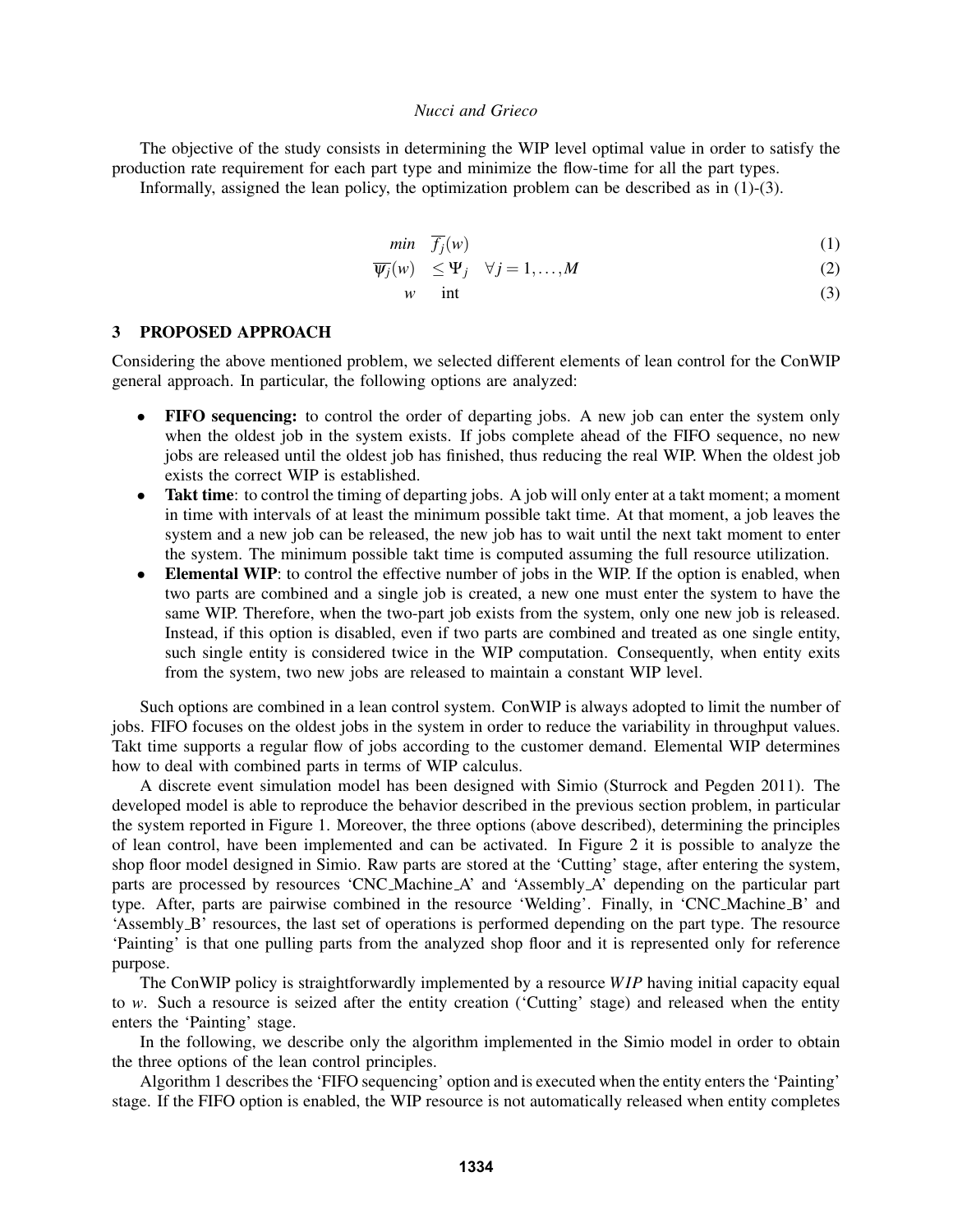The objective of the study consists in determining the WIP level optimal value in order to satisfy the production rate requirement for each part type and minimize the flow-time for all the part types.

Informally, assigned the lean policy, the optimization problem can be described as in (1)-(3).

$$min \quad \overline{f_j}(w) \tag{1}$$

$$\overline{\psi_j}(w) \quad \leq \Psi_j \quad \forall j = 1, \ldots, M \tag{2}$$

$$w \quad \text{int} \tag{3}$$

## 3 PROPOSED APPROACH

Considering the above mentioned problem, we selected different elements of lean control for the ConWIP general approach. In particular, the following options are analyzed:

- **FIFO sequencing:** to control the order of departing jobs. A new job can enter the system only when the oldest job in the system exists. If jobs complete ahead of the FIFO sequence, no new jobs are released until the oldest job has finished, thus reducing the real WIP. When the oldest job exists the correct WIP is established.
- **Takt time**: to control the timing of departing jobs. A job will only enter at a takt moment; a moment in time with intervals of at least the minimum possible takt time. At that moment, a job leaves the system and a new job can be released, the new job has to wait until the next takt moment to enter the system. The minimum possible takt time is computed assuming the full resource utilization.
- **Elemental WIP**: to control the effective number of jobs in the WIP. If the option is enabled, when two parts are combined and a single job is created, a new one must enter the system to have the same WIP. Therefore, when the two-part job exists from the system, only one new job is released. Instead, if this option is disabled, even if two parts are combined and treated as one single entity, such single entity is considered twice in the WIP computation. Consequently, when entity exits from the system, two new jobs are released to maintain a constant WIP level.

Such options are combined in a lean control system. ConWIP is always adopted to limit the number of jobs. FIFO focuses on the oldest jobs in the system in order to reduce the variability in throughput values. Takt time supports a regular flow of jobs according to the customer demand. Elemental WIP determines how to deal with combined parts in terms of WIP calculus.

A discrete event simulation model has been designed with Simio (Sturrock and Pegden 2011). The developed model is able to reproduce the behavior described in the previous section problem, in particular the system reported in Figure 1. Moreover, the three options (above described), determining the principles of lean control, have been implemented and can be activated. In Figure 2 it is possible to analyze the shop floor model designed in Simio. Raw parts are stored at the 'Cutting' stage, after entering the system, parts are processed by resources 'CNC_Machine_A' and 'Assembly_A' depending on the particular part type. After, parts are pairwise combined in the resource 'Welding'. Finally, in 'CNC_Machine_B' and 'Assembly_B' resources, the last set of operations is performed depending on the part type. The resource 'Painting' is that one pulling parts from the analyzed shop floor and it is represented only for reference purpose.

The ConWIP policy is straightforwardly implemented by a resource $WIP$ having initial capacity equal to $w$. Such a resource is seized after the entity creation ('Cutting' stage) and released when the entity enters the 'Painting' stage.

In the following, we describe only the algorithm implemented in the Simio model in order to obtain the three options of the lean control principles.

Algorithm 1 describes the 'FIFO sequencing' option and is executed when the entity enters the 'Painting' stage. If the FIFO option is enabled, the WIP resource is not automatically released when entity completes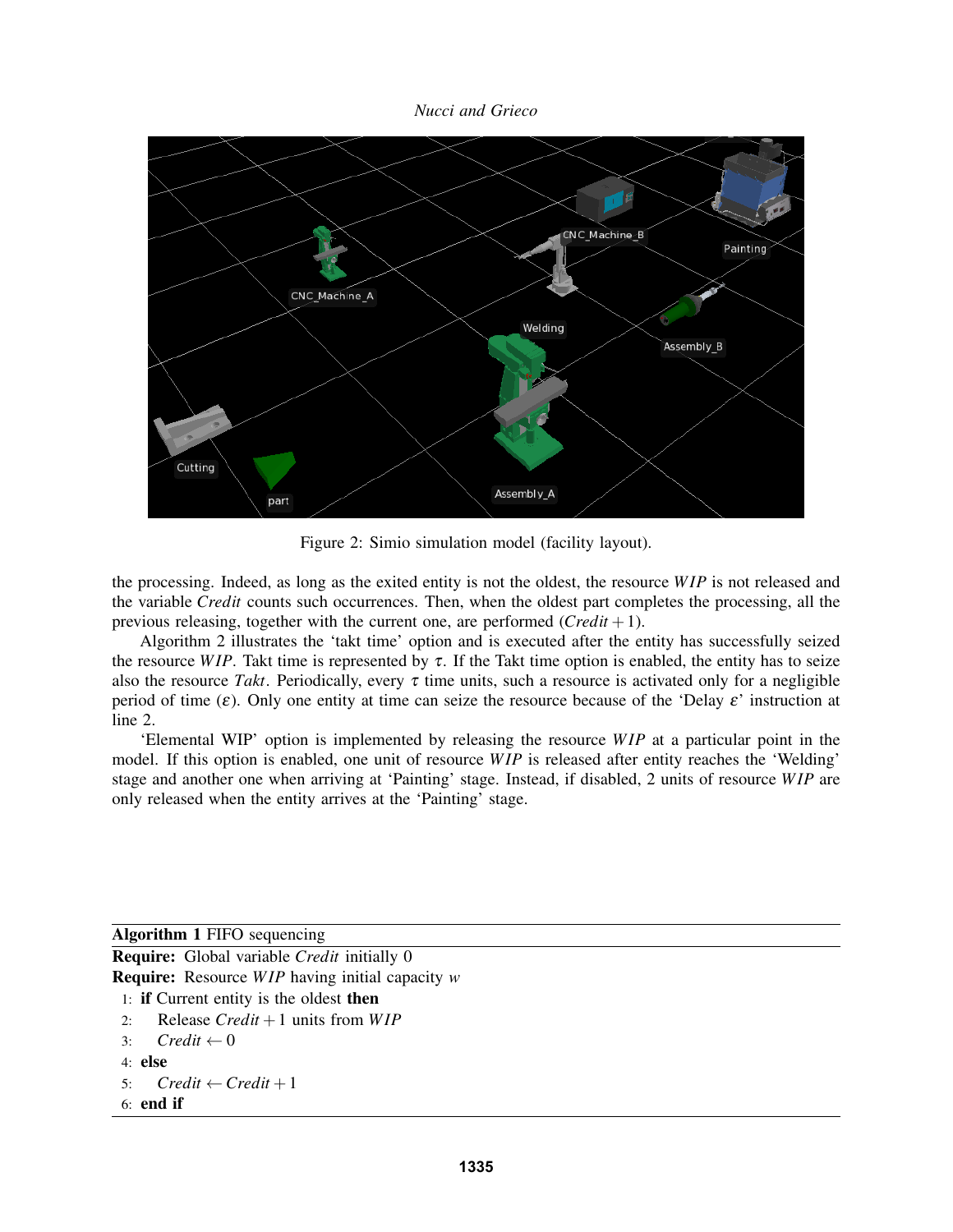Figure 2: Simio simulation model (facility layout).

the processing. Indeed, as long as the exited entity is not the oldest, the resource *WIP* is not released and the variable *Credit* counts such occurrences. Then, when the oldest part completes the processing, all the previous releasing, together with the current one, are performed ($Credit + 1$).

Algorithm 2 illustrates the 'takt time' option and is executed after the entity has successfully seized the resource *WIP*. Takt time is represented by $\tau$. If the Takt time option is enabled, the entity has to seize also the resource *Takt*. Periodically, every $\tau$ time units, such a resource is activated only for a negligible period of time ($\varepsilon$). Only one entity at time can seize the resource because of the 'Delay $\varepsilon$' instruction at line 2.

'Elemental WIP' option is implemented by releasing the resource *WIP* at a particular point in the model. If this option is enabled, one unit of resource *WIP* is released after entity reaches the 'Welding' stage and another one when arriving at 'Painting' stage. Instead, if disabled, 2 units of resource *WIP* are only released when the entity arrives at the 'Painting' stage.

**Algorithm 1** FIFO sequencing

**Require:** Global variable *Credit* initially 0
**Require:** Resource *WIP* having initial capacity $w$

1: **if** Current entity is the oldest **then**
2: &nbsp;&nbsp;&nbsp;&nbsp;Release $Credit + 1$ units from *WIP*
3: &nbsp;&nbsp;&nbsp;&nbsp;$Credit \leftarrow 0$
4: **else**
5: &nbsp;&nbsp;&nbsp;&nbsp;$Credit \leftarrow Credit + 1$
6: **end if**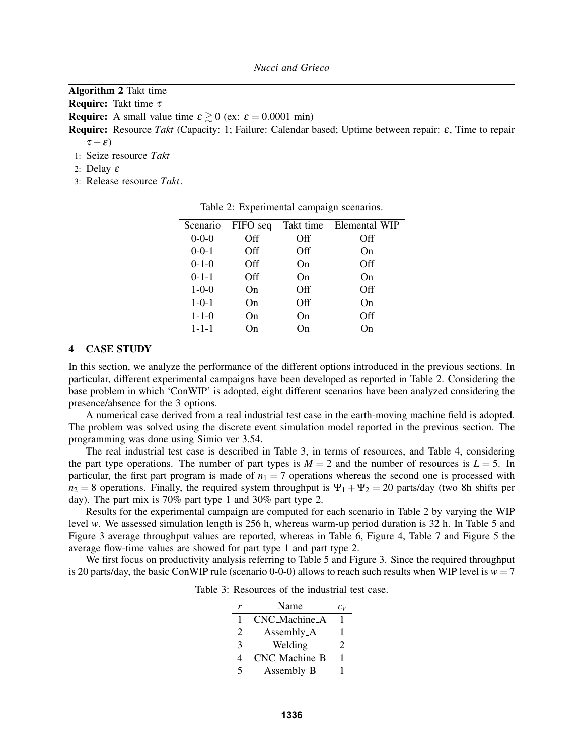**Algorithm 2** Takt time

**Require:** Takt time $\tau$

**Require:** A small value time $\varepsilon \gtrsim 0$ (ex: $\varepsilon = 0.0001$ min)

**Require:** Resource *Takt* (Capacity: 1; Failure: Calendar based; Uptime between repair: $\varepsilon$, Time to repair $\tau - \varepsilon$)

1: Seize resource *Takt*
2: Delay $\varepsilon$
3: Release resource *Takt*.

Table 2: Experimental campaign scenarios.

| Scenario | FIFO seq | Takt time | Elemental WIP |
|---|---|---|---|
| 0-0-0 | Off | Off | Off |
| 0-0-1 | Off | Off | On |
| 0-1-0 | Off | On | Off |
| 0-1-1 | Off | On | On |
| 1-0-0 | On | Off | Off |
| 1-0-1 | On | Off | On |
| 1-1-0 | On | On | Off |
| 1-1-1 | On | On | On |

## 4 CASE STUDY

In this section, we analyze the performance of the different options introduced in the previous sections. In particular, different experimental campaigns have been developed as reported in Table 2. Considering the base problem in which 'ConWIP' is adopted, eight different scenarios have been analyzed considering the presence/absence for the 3 options.

A numerical case derived from a real industrial test case in the earth-moving machine field is adopted. The problem was solved using the discrete event simulation model reported in the previous section. The programming was done using Simio ver 3.54.

The real industrial test case is described in Table 3, in terms of resources, and Table 4, considering the part type operations. The number of part types is $M = 2$ and the number of resources is $L = 5$. In particular, the first part program is made of $n_1 = 7$ operations whereas the second one is processed with $n_2 = 8$ operations. Finally, the required system throughput is $\Psi_1 + \Psi_2 = 20$ parts/day (two 8h shifts per day). The part mix is 70% part type 1 and 30% part type 2.

Results for the experimental campaign are computed for each scenario in Table 2 by varying the WIP level $w$. We assessed simulation length is 256 h, whereas warm-up period duration is 32 h. In Table 5 and Figure 3 average throughput values are reported, whereas in Table 6, Figure 4, Table 7 and Figure 5 the average flow-time values are showed for part type 1 and part type 2.

We first focus on productivity analysis referring to Table 5 and Figure 3. Since the required throughput is 20 parts/day, the basic ConWIP rule (scenario 0-0-0) allows to reach such results when WIP level is $w = 7$

Table 3: Resources of the industrial test case.

| $r$ | Name | $c_r$ |
|---|---|---|
| 1 | CNC_Machine_A | 1 |
| 2 | Assembly_A | 1 |
| 3 | Welding | 2 |
| 4 | CNC_Machine_B | 1 |
| 5 | Assembly_B | 1 |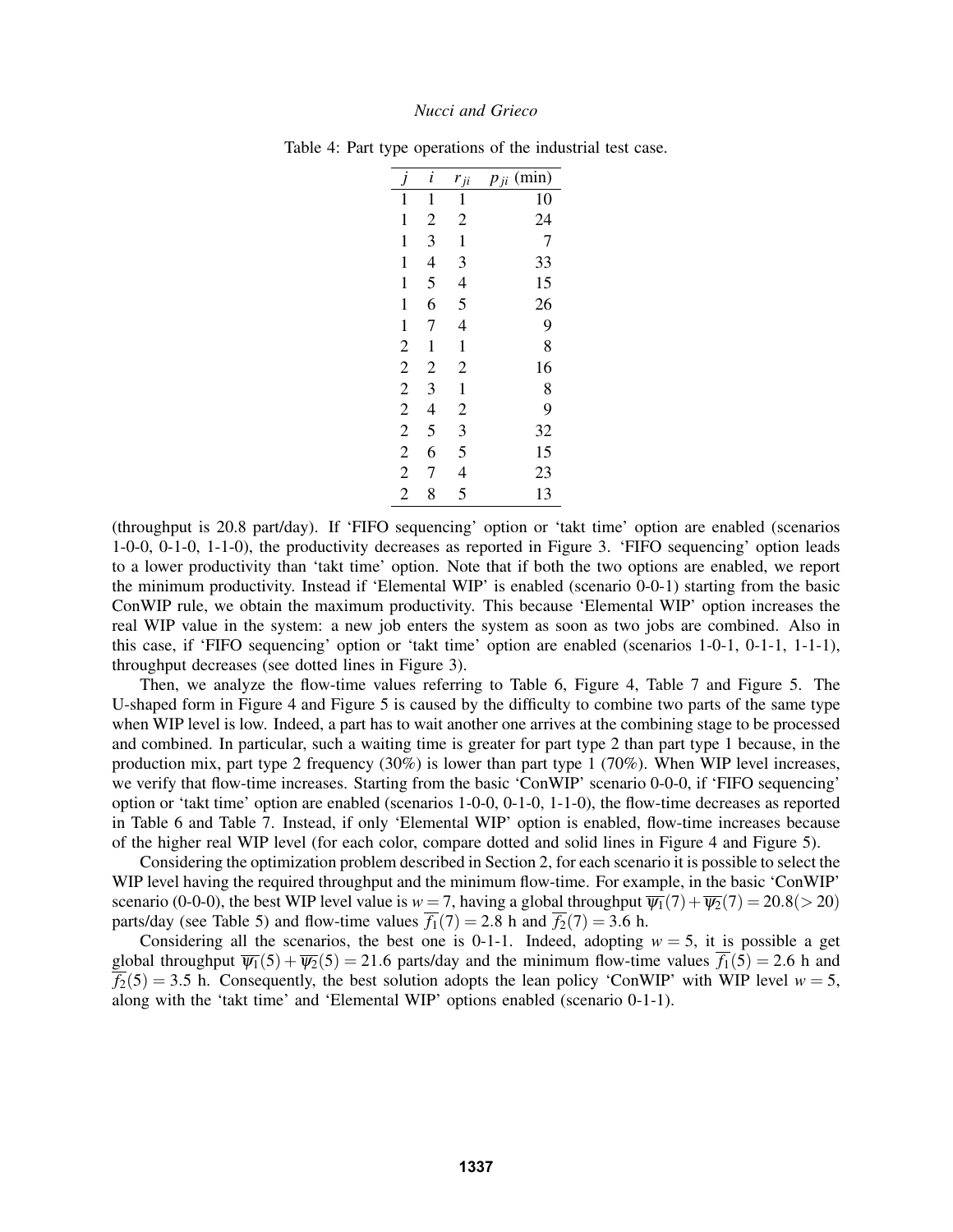Table 4: Part type operations of the industrial test case.

| $j$ | $i$ | $r_{ji}$ | $p_{ji}$ (min) |
|---|---|---|---|
| 1 | 1 | 1 | 10 |
| 1 | 2 | 2 | 24 |
| 1 | 3 | 1 | 7 |
| 1 | 4 | 3 | 33 |
| 1 | 5 | 4 | 15 |
| 1 | 6 | 5 | 26 |
| 1 | 7 | 4 | 9 |
| 2 | 1 | 1 | 8 |
| 2 | 2 | 2 | 16 |
| 2 | 3 | 1 | 8 |
| 2 | 4 | 2 | 9 |
| 2 | 5 | 3 | 32 |
| 2 | 6 | 5 | 15 |
| 2 | 7 | 4 | 23 |
| 2 | 8 | 5 | 13 |

(throughput is 20.8 part/day). If 'FIFO sequencing' option or 'takt time' option are enabled (scenarios 1-0-0, 0-1-0, 1-1-0), the productivity decreases as reported in Figure 3. 'FIFO sequencing' option leads to a lower productivity than 'takt time' option. Note that if both the two options are enabled, we report the minimum productivity. Instead if 'Elemental WIP' is enabled (scenario 0-0-1) starting from the basic ConWIP rule, we obtain the maximum productivity. This because 'Elemental WIP' option increases the real WIP value in the system: a new job enters the system as soon as two jobs are combined. Also in this case, if 'FIFO sequencing' option or 'takt time' option are enabled (scenarios 1-0-1, 0-1-1, 1-1-1), throughput decreases (see dotted lines in Figure 3).

Then, we analyze the flow-time values referring to Table 6, Figure 4, Table 7 and Figure 5. The U-shaped form in Figure 4 and Figure 5 is caused by the difficulty to combine two parts of the same type when WIP level is low. Indeed, a part has to wait another one arrives at the combining stage to be processed and combined. In particular, such a waiting time is greater for part type 2 than part type 1 because, in the production mix, part type 2 frequency (30%) is lower than part type 1 (70%). When WIP level increases, we verify that flow-time increases. Starting from the basic 'ConWIP' scenario 0-0-0, if 'FIFO sequencing' option or 'takt time' option are enabled (scenarios 1-0-0, 0-1-0, 1-1-0), the flow-time decreases as reported in Table 6 and Table 7. Instead, if only 'Elemental WIP' option is enabled, flow-time increases because of the higher real WIP level (for each color, compare dotted and solid lines in Figure 4 and Figure 5).

Considering the optimization problem described in Section 2, for each scenario it is possible to select the WIP level having the required throughput and the minimum flow-time. For example, in the basic 'ConWIP' scenario (0-0-0), the best WIP level value is $w = 7$, having a global throughput $\overline{\psi_1}(7) + \overline{\psi_2}(7) = 20.8 (> 20)$ parts/day (see Table 5) and flow-time values $\overline{f_1}(7) = 2.8$ h and $\overline{f_2}(7) = 3.6$ h.

Considering all the scenarios, the best one is 0-1-1. Indeed, adopting $w = 5$, it is possible a get global throughput $\overline{\psi_1}(5) + \overline{\psi_2}(5) = 21.6$ parts/day and the minimum flow-time values $\overline{f_1}(5) = 2.6$ h and $\overline{f_2}(5) = 3.5$ h. Consequently, the best solution adopts the lean policy 'ConWIP' with WIP level $w = 5$, along with the 'takt time' and 'Elemental WIP' options enabled (scenario 0-1-1).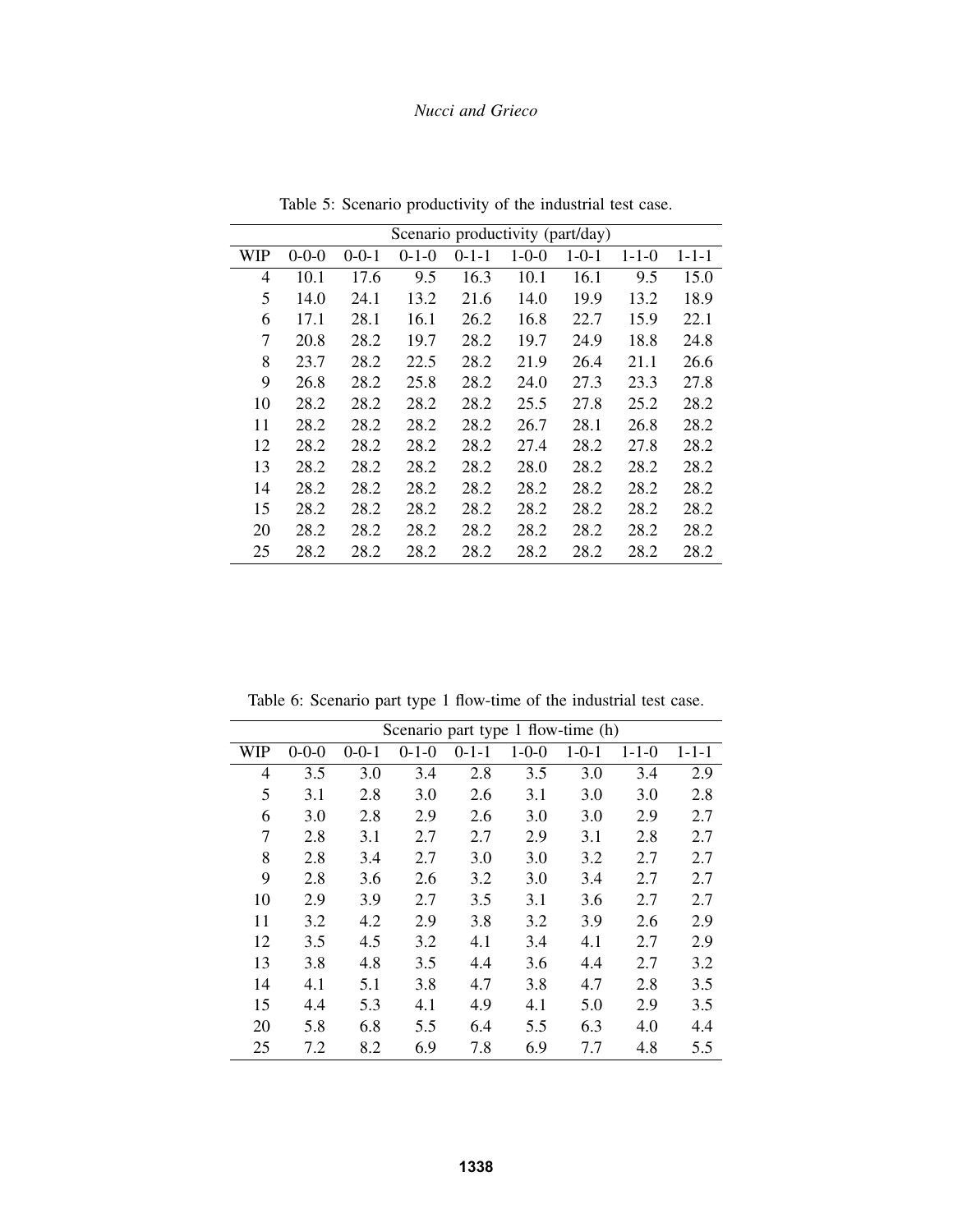Table 5: Scenario productivity of the industrial test case.

| | Scenario productivity (part/day) | | | | | | | |
|---|---|---|---|---|---|---|---|---|
| WIP | 0-0-0 | 0-0-1 | 0-1-0 | 0-1-1 | 1-0-0 | 1-0-1 | 1-1-0 | 1-1-1 |
| 4 | 10.1 | 17.6 | 9.5 | 16.3 | 10.1 | 16.1 | 9.5 | 15.0 |
| 5 | 14.0 | 24.1 | 13.2 | 21.6 | 14.0 | 19.9 | 13.2 | 18.9 |
| 6 | 17.1 | 28.1 | 16.1 | 26.2 | 16.8 | 22.7 | 15.9 | 22.1 |
| 7 | 20.8 | 28.2 | 19.7 | 28.2 | 19.7 | 24.9 | 18.8 | 24.8 |
| 8 | 23.7 | 28.2 | 22.5 | 28.2 | 21.9 | 26.4 | 21.1 | 26.6 |
| 9 | 26.8 | 28.2 | 25.8 | 28.2 | 24.0 | 27.3 | 23.3 | 27.8 |
| 10 | 28.2 | 28.2 | 28.2 | 28.2 | 25.5 | 27.8 | 25.2 | 28.2 |
| 11 | 28.2 | 28.2 | 28.2 | 28.2 | 26.7 | 28.1 | 26.8 | 28.2 |
| 12 | 28.2 | 28.2 | 28.2 | 28.2 | 27.4 | 28.2 | 27.8 | 28.2 |
| 13 | 28.2 | 28.2 | 28.2 | 28.2 | 28.0 | 28.2 | 28.2 | 28.2 |
| 14 | 28.2 | 28.2 | 28.2 | 28.2 | 28.2 | 28.2 | 28.2 | 28.2 |
| 15 | 28.2 | 28.2 | 28.2 | 28.2 | 28.2 | 28.2 | 28.2 | 28.2 |
| 20 | 28.2 | 28.2 | 28.2 | 28.2 | 28.2 | 28.2 | 28.2 | 28.2 |
| 25 | 28.2 | 28.2 | 28.2 | 28.2 | 28.2 | 28.2 | 28.2 | 28.2 |

Table 6: Scenario part type 1 flow-time of the industrial test case.

| | Scenario part type 1 flow-time (h) | | | | | | | |
|---|---|---|---|---|---|---|---|---|
| WIP | 0-0-0 | 0-0-1 | 0-1-0 | 0-1-1 | 1-0-0 | 1-0-1 | 1-1-0 | 1-1-1 |
| 4 | 3.5 | 3.0 | 3.4 | 2.8 | 3.5 | 3.0 | 3.4 | 2.9 |
| 5 | 3.1 | 2.8 | 3.0 | 2.6 | 3.1 | 3.0 | 3.0 | 2.8 |
| 6 | 3.0 | 2.8 | 2.9 | 2.6 | 3.0 | 3.0 | 2.9 | 2.7 |
| 7 | 2.8 | 3.1 | 2.7 | 2.7 | 2.9 | 3.1 | 2.8 | 2.7 |
| 8 | 2.8 | 3.4 | 2.7 | 3.0 | 3.0 | 3.2 | 2.7 | 2.7 |
| 9 | 2.8 | 3.6 | 2.6 | 3.2 | 3.0 | 3.4 | 2.7 | 2.7 |
| 10 | 2.9 | 3.9 | 2.7 | 3.5 | 3.1 | 3.6 | 2.7 | 2.7 |
| 11 | 3.2 | 4.2 | 2.9 | 3.8 | 3.2 | 3.9 | 2.6 | 2.9 |
| 12 | 3.5 | 4.5 | 3.2 | 4.1 | 3.4 | 4.1 | 2.7 | 2.9 |
| 13 | 3.8 | 4.8 | 3.5 | 4.4 | 3.6 | 4.4 | 2.7 | 3.2 |
| 14 | 4.1 | 5.1 | 3.8 | 4.7 | 3.8 | 4.7 | 2.8 | 3.5 |
| 15 | 4.4 | 5.3 | 4.1 | 4.9 | 4.1 | 5.0 | 2.9 | 3.5 |
| 20 | 5.8 | 6.8 | 5.5 | 6.4 | 5.5 | 6.3 | 4.0 | 4.4 |
| 25 | 7.2 | 8.2 | 6.9 | 7.8 | 6.9 | 7.7 | 4.8 | 5.5 |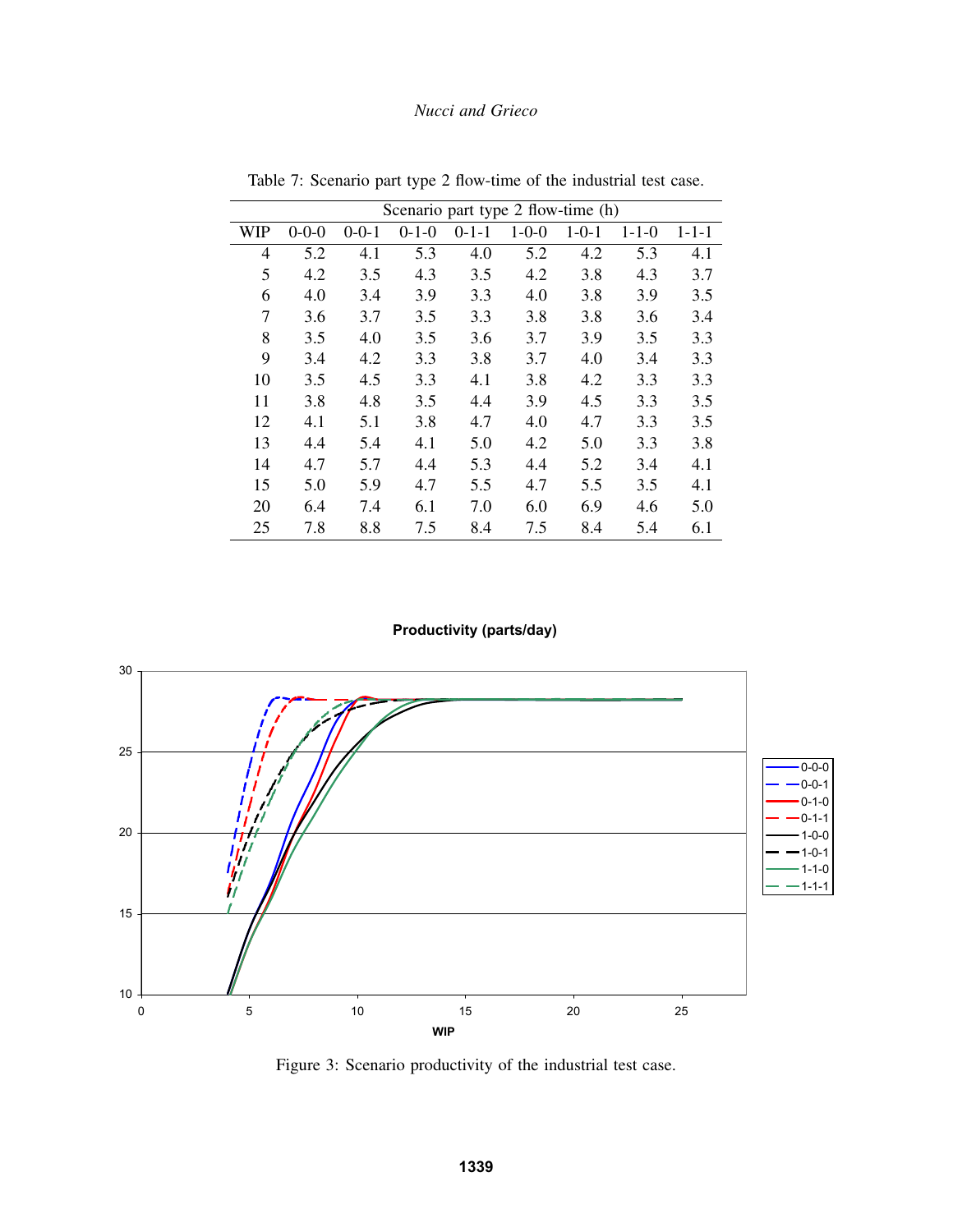Table 7: Scenario part type 2 flow-time of the industrial test case.

| | Scenario part type 2 flow-time (h) | | | | | | | |
|---|---|---|---|---|---|---|---|---|
| WIP | 0-0-0 | 0-0-1 | 0-1-0 | 0-1-1 | 1-0-0 | 1-0-1 | 1-1-0 | 1-1-1 |
| 4 | 5.2 | 4.1 | 5.3 | 4.0 | 5.2 | 4.2 | 5.3 | 4.1 |
| 5 | 4.2 | 3.5 | 4.3 | 3.5 | 4.2 | 3.8 | 4.3 | 3.7 |
| 6 | 4.0 | 3.4 | 3.9 | 3.3 | 4.0 | 3.8 | 3.9 | 3.5 |
| 7 | 3.6 | 3.7 | 3.5 | 3.3 | 3.8 | 3.8 | 3.6 | 3.4 |
| 8 | 3.5 | 4.0 | 3.5 | 3.6 | 3.7 | 3.9 | 3.5 | 3.3 |
| 9 | 3.4 | 4.2 | 3.3 | 3.8 | 3.7 | 4.0 | 3.4 | 3.3 |
| 10 | 3.5 | 4.5 | 3.3 | 4.1 | 3.8 | 4.2 | 3.3 | 3.3 |
| 11 | 3.8 | 4.8 | 3.5 | 4.4 | 3.9 | 4.5 | 3.3 | 3.5 |
| 12 | 4.1 | 5.1 | 3.8 | 4.7 | 4.0 | 4.7 | 3.3 | 3.5 |
| 13 | 4.4 | 5.4 | 4.1 | 5.0 | 4.2 | 5.0 | 3.3 | 3.8 |
| 14 | 4.7 | 5.7 | 4.4 | 5.3 | 4.4 | 5.2 | 3.4 | 4.1 |
| 15 | 5.0 | 5.9 | 4.7 | 5.5 | 4.7 | 5.5 | 3.5 | 4.1 |
| 20 | 6.4 | 7.4 | 6.1 | 7.0 | 6.0 | 6.9 | 4.6 | 5.0 |
| 25 | 7.8 | 8.8 | 7.5 | 8.4 | 7.5 | 8.4 | 5.4 | 6.1 |

Figure 3: Scenario productivity of the industrial test case.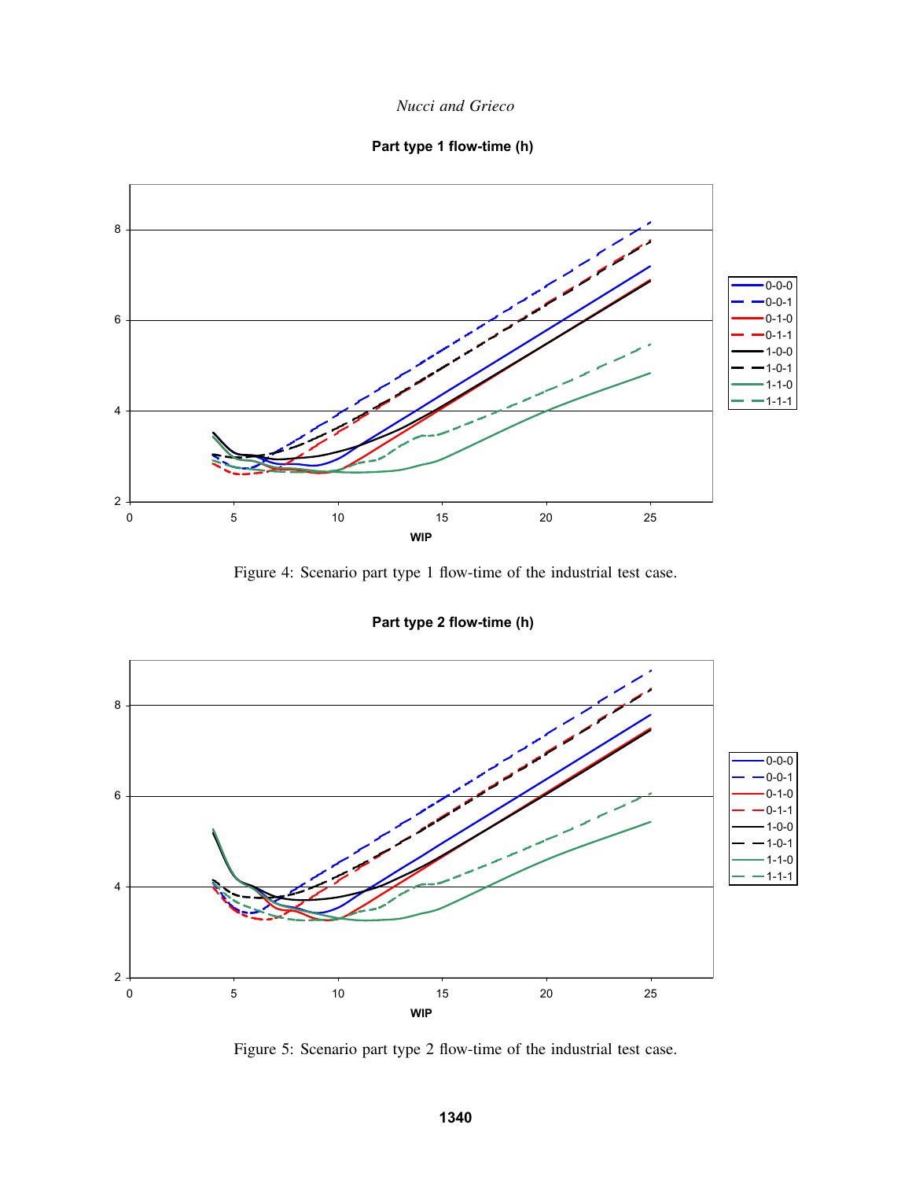Figure 4: Scenario part type 1 flow-time of the industrial test case.

Figure 5: Scenario part type 2 flow-time of the industrial test case.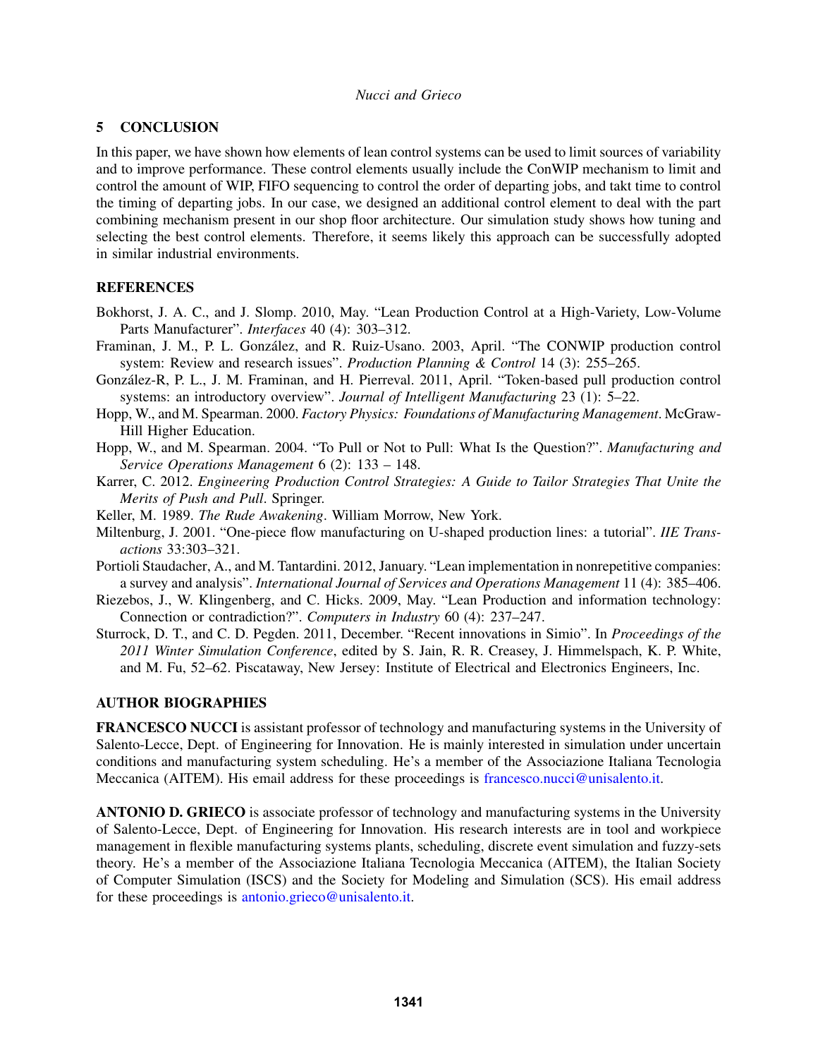## 5 CONCLUSION

In this paper, we have shown how elements of lean control systems can be used to limit sources of variability and to improve performance. These control elements usually include the ConWIP mechanism to limit and control the amount of WIP, FIFO sequencing to control the order of departing jobs, and takt time to control the timing of departing jobs. In our case, we designed an additional control element to deal with the part combining mechanism present in our shop floor architecture. Our simulation study shows how tuning and selecting the best control elements. Therefore, it seems likely this approach can be successfully adopted in similar industrial environments.

## REFERENCES

Bokhorst, J. A. C., and J. Slomp. 2010, May. "Lean Production Control at a High-Variety, Low-Volume Parts Manufacturer". *Interfaces* 40 (4): 303–312.

Framinan, J. M., P. L. González, and R. Ruiz-Usano. 2003, April. "The CONWIP production control system: Review and research issues". *Production Planning & Control* 14 (3): 255–265.

González-R, P. L., J. M. Framinan, and H. Pierreval. 2011, April. "Token-based pull production control systems: an introductory overview". *Journal of Intelligent Manufacturing* 23 (1): 5–22.

Hopp, W., and M. Spearman. 2000. *Factory Physics: Foundations of Manufacturing Management*. McGraw-Hill Higher Education.

Hopp, W., and M. Spearman. 2004. "To Pull or Not to Pull: What Is the Question?". *Manufacturing and Service Operations Management* 6 (2): 133 – 148.

Karrer, C. 2012. *Engineering Production Control Strategies: A Guide to Tailor Strategies That Unite the Merits of Push and Pull*. Springer.

Keller, M. 1989. *The Rude Awakening*. William Morrow, New York.

Miltenburg, J. 2001. "One-piece flow manufacturing on U-shaped production lines: a tutorial". *IIE Transactions* 33:303–321.

Portioli Staudacher, A., and M. Tantardini. 2012, January. "Lean implementation in nonrepetitive companies: a survey and analysis". *International Journal of Services and Operations Management* 11 (4): 385–406.

Riezebos, J., W. Klingenberg, and C. Hicks. 2009, May. "Lean Production and information technology: Connection or contradiction?". *Computers in Industry* 60 (4): 237–247.

Sturrock, D. T., and C. D. Pegden. 2011, December. "Recent innovations in Simio". In *Proceedings of the 2011 Winter Simulation Conference*, edited by S. Jain, R. R. Creasey, J. Himmelspach, K. P. White, and M. Fu, 52–62. Piscataway, New Jersey: Institute of Electrical and Electronics Engineers, Inc.

## AUTHOR BIOGRAPHIES

**FRANCESCO NUCCI** is assistant professor of technology and manufacturing systems in the University of Salento-Lecce, Dept. of Engineering for Innovation. He is mainly interested in simulation under uncertain conditions and manufacturing system scheduling. He's a member of the Associazione Italiana Tecnologia Meccanica (AITEM). His email address for these proceedings is francesco.nucci@unisalento.it.

**ANTONIO D. GRIECO** is associate professor of technology and manufacturing systems in the University of Salento-Lecce, Dept. of Engineering for Innovation. His research interests are in tool and workpiece management in flexible manufacturing systems plants, scheduling, discrete event simulation and fuzzy-sets theory. He's a member of the Associazione Italiana Tecnologia Meccanica (AITEM), the Italian Society of Computer Simulation (ISCS) and the Society for Modeling and Simulation (SCS). His email address for these proceedings is antonio.grieco@unisalento.it.